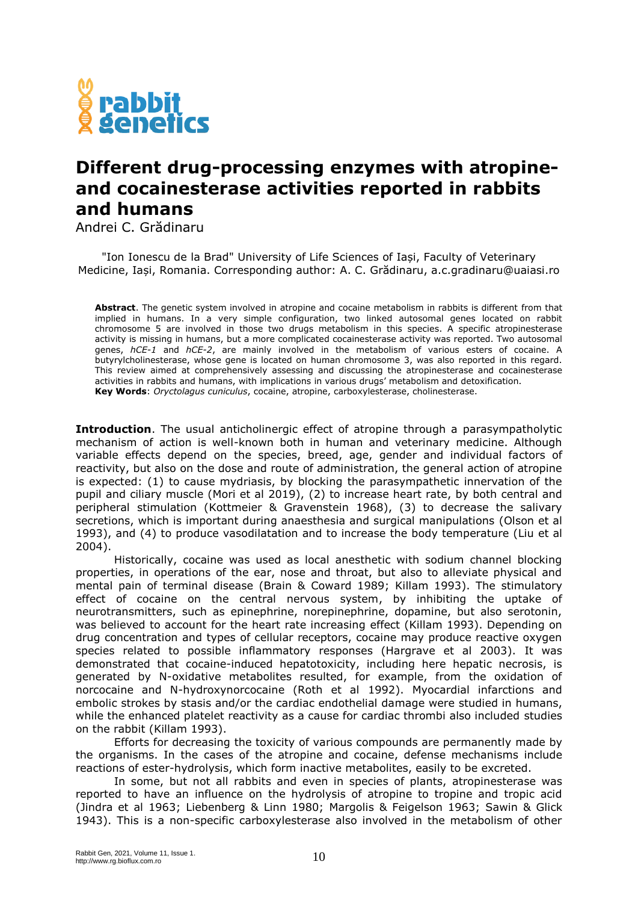# Different drug-processing enzymes with atropine- and cocainesterase activities reported in rabbits and humans

Andrei C. Grădinaru

"Ion Ionescu de la Brad" University of Life Sciences of Iași, Faculty of Veterinary Medicine, Iași, Romania. Corresponding author: A. C. Grădinaru, a.c.gradinaru@uaiasi.ro

**Abstract**. The genetic system involved in atropine and cocaine metabolism in rabbits is different from that implied in humans. In a very simple configuration, two linked autosomal genes located on rabbit chromosome 5 are involved in those two drugs metabolism in this species. A specific atropinesterase activity is missing in humans, but a more complicated cocainesterase activity was reported. Two autosomal genes, *hCE-1* and *hCE-2*, are mainly involved in the metabolism of various esters of cocaine. A butyrylcholinesterase, whose gene is located on human chromosome 3, was also reported in this regard. This review aimed at comprehensively assessing and discussing the atropinesterase and cocainesterase activities in rabbits and humans, with implications in various drugs' metabolism and detoxification.
**Key Words**: *Oryctolagus cuniculus*, cocaine, atropine, carboxylesterase, cholinesterase.

**Introduction**. The usual anticholinergic effect of atropine through a parasympatholytic mechanism of action is well-known both in human and veterinary medicine. Although variable effects depend on the species, breed, age, gender and individual factors of reactivity, but also on the dose and route of administration, the general action of atropine is expected: (1) to cause mydriasis, by blocking the parasympathetic innervation of the pupil and ciliary muscle (Mori et al 2019), (2) to increase heart rate, by both central and peripheral stimulation (Kottmeier & Gravenstein 1968), (3) to decrease the salivary secretions, which is important during anaesthesia and surgical manipulations (Olson et al 1993), and (4) to produce vasodilatation and to increase the body temperature (Liu et al 2004).

Historically, cocaine was used as local anesthetic with sodium channel blocking properties, in operations of the ear, nose and throat, but also to alleviate physical and mental pain of terminal disease (Brain & Coward 1989; Killam 1993). The stimulatory effect of cocaine on the central nervous system, by inhibiting the uptake of neurotransmitters, such as epinephrine, norepinephrine, dopamine, but also serotonin, was believed to account for the heart rate increasing effect (Killam 1993). Depending on drug concentration and types of cellular receptors, cocaine may produce reactive oxygen species related to possible inflammatory responses (Hargrave et al 2003). It was demonstrated that cocaine-induced hepatotoxicity, including here hepatic necrosis, is generated by N-oxidative metabolites resulted, for example, from the oxidation of norcocaine and N-hydroxynorcocaine (Roth et al 1992). Myocardial infarctions and embolic strokes by stasis and/or the cardiac endothelial damage were studied in humans, while the enhanced platelet reactivity as a cause for cardiac thrombi also included studies on the rabbit (Killam 1993).

Efforts for decreasing the toxicity of various compounds are permanently made by the organisms. In the cases of the atropine and cocaine, defense mechanisms include reactions of ester-hydrolysis, which form inactive metabolites, easily to be excreted.

In some, but not all rabbits and even in species of plants, atropinesterase was reported to have an influence on the hydrolysis of atropine to tropine and tropic acid (Jindra et al 1963; Liebenberg & Linn 1980; Margolis & Feigelson 1963; Sawin & Glick 1943). This is a non-specific carboxylesterase also involved in the metabolism of other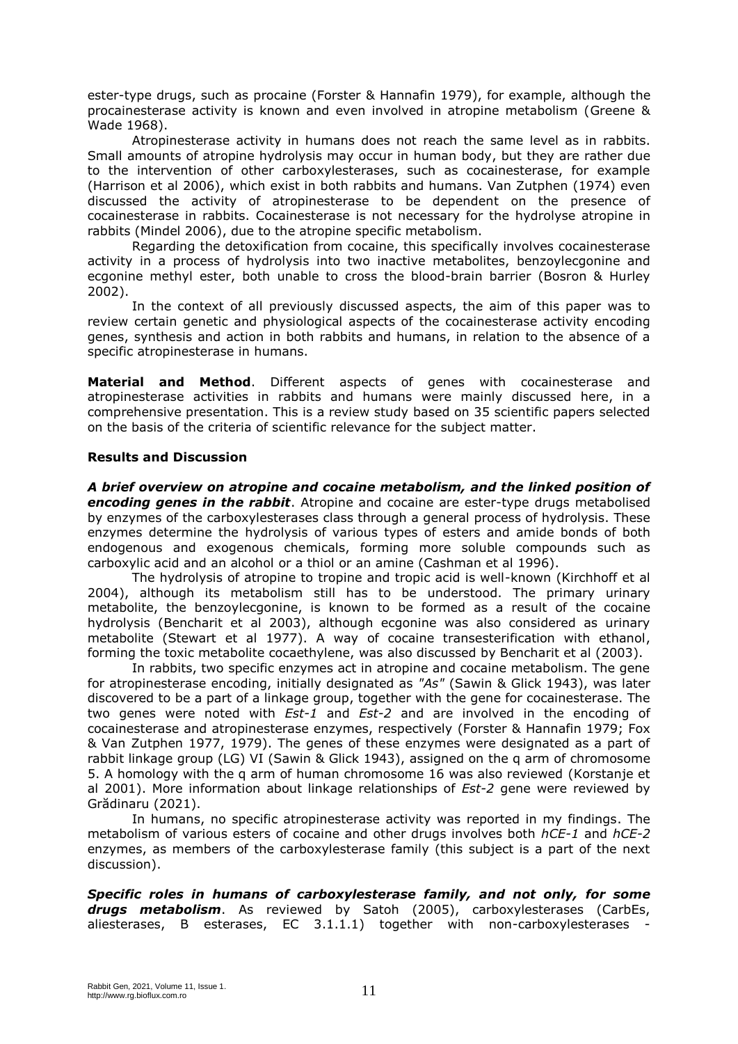ester-type drugs, such as procaine (Forster & Hannafin 1979), for example, although the procainesterase activity is known and even involved in atropine metabolism (Greene & Wade 1968).

Atropinesterase activity in humans does not reach the same level as in rabbits. Small amounts of atropine hydrolysis may occur in human body, but they are rather due to the intervention of other carboxylesterases, such as cocainesterase, for example (Harrison et al 2006), which exist in both rabbits and humans. Van Zutphen (1974) even discussed the activity of atropinesterase to be dependent on the presence of cocainesterase in rabbits. Cocainesterase is not necessary for the hydrolyse atropine in rabbits (Mindel 2006), due to the atropine specific metabolism.

Regarding the detoxification from cocaine, this specifically involves cocainesterase activity in a process of hydrolysis into two inactive metabolites, benzoylecgonine and ecgonine methyl ester, both unable to cross the blood-brain barrier (Bosron & Hurley 2002).

In the context of all previously discussed aspects, the aim of this paper was to review certain genetic and physiological aspects of the cocainesterase activity encoding genes, synthesis and action in both rabbits and humans, in relation to the absence of a specific atropinesterase in humans.

**Material and Method**. Different aspects of genes with cocainesterase and atropinesterase activities in rabbits and humans were mainly discussed here, in a comprehensive presentation. This is a review study based on 35 scientific papers selected on the basis of the criteria of scientific relevance for the subject matter.

## Results and Discussion

***A brief overview on atropine and cocaine metabolism, and the linked position of encoding genes in the rabbit***. Atropine and cocaine are ester-type drugs metabolised by enzymes of the carboxylesterases class through a general process of hydrolysis. These enzymes determine the hydrolysis of various types of esters and amide bonds of both endogenous and exogenous chemicals, forming more soluble compounds such as carboxylic acid and an alcohol or a thiol or an amine (Cashman et al 1996).

The hydrolysis of atropine to tropine and tropic acid is well-known (Kirchhoff et al 2004), although its metabolism still has to be understood. The primary urinary metabolite, the benzoylecgonine, is known to be formed as a result of the cocaine hydrolysis (Bencharit et al 2003), although ecgonine was also considered as urinary metabolite (Stewart et al 1977). A way of cocaine transesterification with ethanol, forming the toxic metabolite cocaethylene, was also discussed by Bencharit et al (2003).

In rabbits, two specific enzymes act in atropine and cocaine metabolism. The gene for atropinesterase encoding, initially designated as *"As"* (Sawin & Glick 1943), was later discovered to be a part of a linkage group, together with the gene for cocainesterase. The two genes were noted with *Est-1* and *Est-2* and are involved in the encoding of cocainesterase and atropinesterase enzymes, respectively (Forster & Hannafin 1979; Fox & Van Zutphen 1977, 1979). The genes of these enzymes were designated as a part of rabbit linkage group (LG) VI (Sawin & Glick 1943), assigned on the q arm of chromosome 5. A homology with the q arm of human chromosome 16 was also reviewed (Korstanje et al 2001). More information about linkage relationships of *Est-2* gene were reviewed by Grădinaru (2021).

In humans, no specific atropinesterase activity was reported in my findings. The metabolism of various esters of cocaine and other drugs involves both *hCE-1* and *hCE-2* enzymes, as members of the carboxylesterase family (this subject is a part of the next discussion).

***Specific roles in humans of carboxylesterase family, and not only, for some drugs metabolism***. As reviewed by Satoh (2005), carboxylesterases (CarbEs, aliesterases, B esterases, EC 3.1.1.1) together with non-carboxylesterases -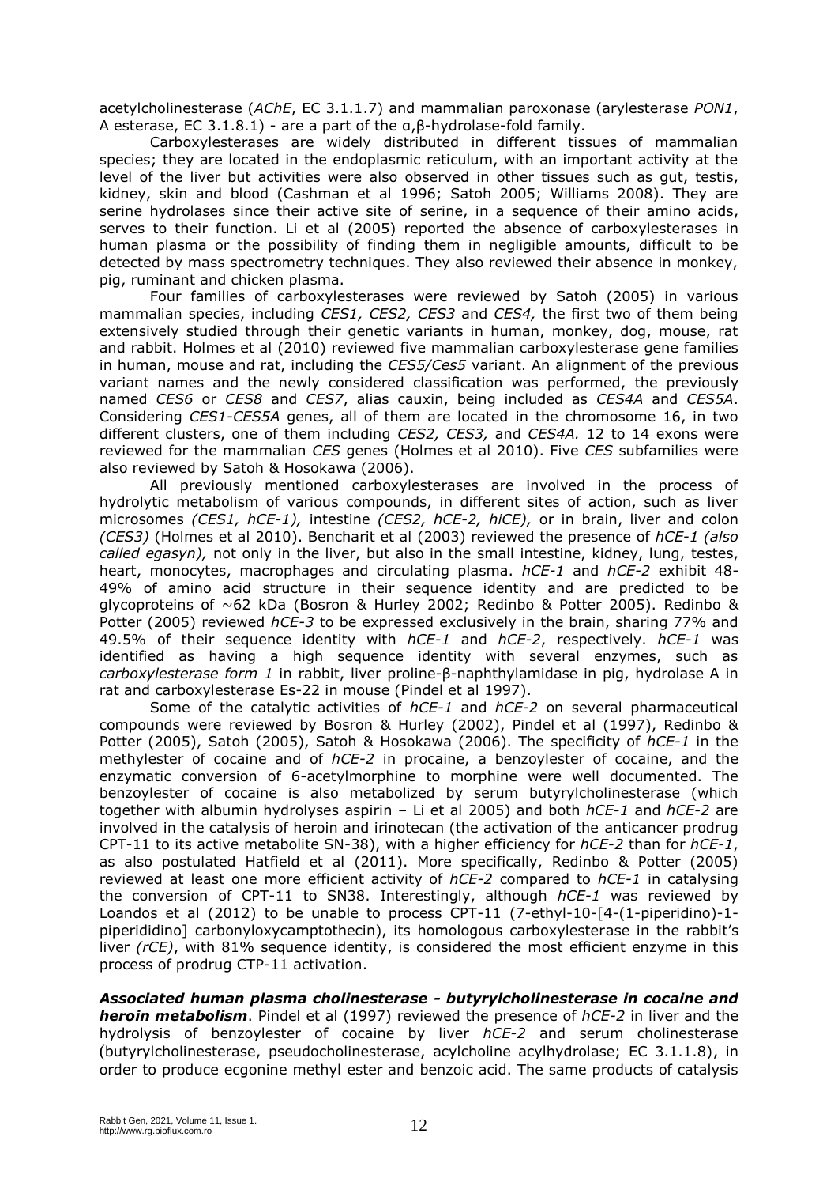acetylcholinesterase (*AChE*, EC 3.1.1.7) and mammalian paroxonase (arylesterase *PON1*, A esterase, EC 3.1.8.1) - are a part of the α,β-hydrolase-fold family.

Carboxylesterases are widely distributed in different tissues of mammalian species; they are located in the endoplasmic reticulum, with an important activity at the level of the liver but activities were also observed in other tissues such as gut, testis, kidney, skin and blood (Cashman et al 1996; Satoh 2005; Williams 2008). They are serine hydrolases since their active site of serine, in a sequence of their amino acids, serves to their function. Li et al (2005) reported the absence of carboxylesterases in human plasma or the possibility of finding them in negligible amounts, difficult to be detected by mass spectrometry techniques. They also reviewed their absence in monkey, pig, ruminant and chicken plasma.

Four families of carboxylesterases were reviewed by Satoh (2005) in various mammalian species, including *CES1, CES2, CES3* and *CES4,* the first two of them being extensively studied through their genetic variants in human, monkey, dog, mouse, rat and rabbit. Holmes et al (2010) reviewed five mammalian carboxylesterase gene families in human, mouse and rat, including the *CES5/Ces5* variant. An alignment of the previous variant names and the newly considered classification was performed, the previously named *CES6* or *CES8* and *CES7*, alias cauxin, being included as *CES4A* and *CES5A*. Considering *CES1*-*CES5A* genes, all of them are located in the chromosome 16, in two different clusters, one of them including *CES2, CES3,* and *CES4A.* 12 to 14 exons were reviewed for the mammalian *CES* genes (Holmes et al 2010). Five *CES* subfamilies were also reviewed by Satoh & Hosokawa (2006).

All previously mentioned carboxylesterases are involved in the process of hydrolytic metabolism of various compounds, in different sites of action, such as liver microsomes *(CES1, hCE-1),* intestine *(CES2, hCE-2, hiCE),* or in brain, liver and colon *(CES3)* (Holmes et al 2010). Bencharit et al (2003) reviewed the presence of *hCE-1 (also called egasyn),* not only in the liver, but also in the small intestine, kidney, lung, testes, heart, monocytes, macrophages and circulating plasma. *hCE-1* and *hCE-2* exhibit 48-49% of amino acid structure in their sequence identity and are predicted to be glycoproteins of ~62 kDa (Bosron & Hurley 2002; Redinbo & Potter 2005). Redinbo & Potter (2005) reviewed *hCE-3* to be expressed exclusively in the brain, sharing 77% and 49.5% of their sequence identity with *hCE-1* and *hCE-2*, respectively. *hCE-1* was identified as having a high sequence identity with several enzymes, such as *carboxylesterase form 1* in rabbit, liver proline-β-naphthylamidase in pig, hydrolase A in rat and carboxylesterase Es-22 in mouse (Pindel et al 1997).

Some of the catalytic activities of *hCE-1* and *hCE-2* on several pharmaceutical compounds were reviewed by Bosron & Hurley (2002), Pindel et al (1997), Redinbo & Potter (2005), Satoh (2005), Satoh & Hosokawa (2006). The specificity of *hCE-1* in the methylester of cocaine and of *hCE-2* in procaine, a benzoylester of cocaine, and the enzymatic conversion of 6-acetylmorphine to morphine were well documented. The benzoylester of cocaine is also metabolized by serum butyrylcholinesterase (which together with albumin hydrolyses aspirin – Li et al 2005) and both *hCE-1* and *hCE-2* are involved in the catalysis of heroin and irinotecan (the activation of the anticancer prodrug CPT-11 to its active metabolite SN-38), with a higher efficiency for *hCE-2* than for *hCE-1*, as also postulated Hatfield et al (2011). More specifically, Redinbo & Potter (2005) reviewed at least one more efficient activity of *hCE-2* compared to *hCE-1* in catalysing the conversion of CPT-11 to SN38. Interestingly, although *hCE-1* was reviewed by Loandos et al (2012) to be unable to process CPT-11 (7-ethyl-10-[4-(1-piperidino)-1-piperididino] carbonyloxycamptothecin), its homologous carboxylesterase in the rabbit's liver *(rCE)*, with 81% sequence identity, is considered the most efficient enzyme in this process of prodrug CTP-11 activation.

***Associated human plasma cholinesterase - butyrylcholinesterase in cocaine and heroin metabolism***. Pindel et al (1997) reviewed the presence of *hCE-2* in liver and the hydrolysis of benzoylester of cocaine by liver *hCE-2* and serum cholinesterase (butyrylcholinesterase, pseudocholinesterase, acylcholine acylhydrolase; EC 3.1.1.8), in order to produce ecgonine methyl ester and benzoic acid. The same products of catalysis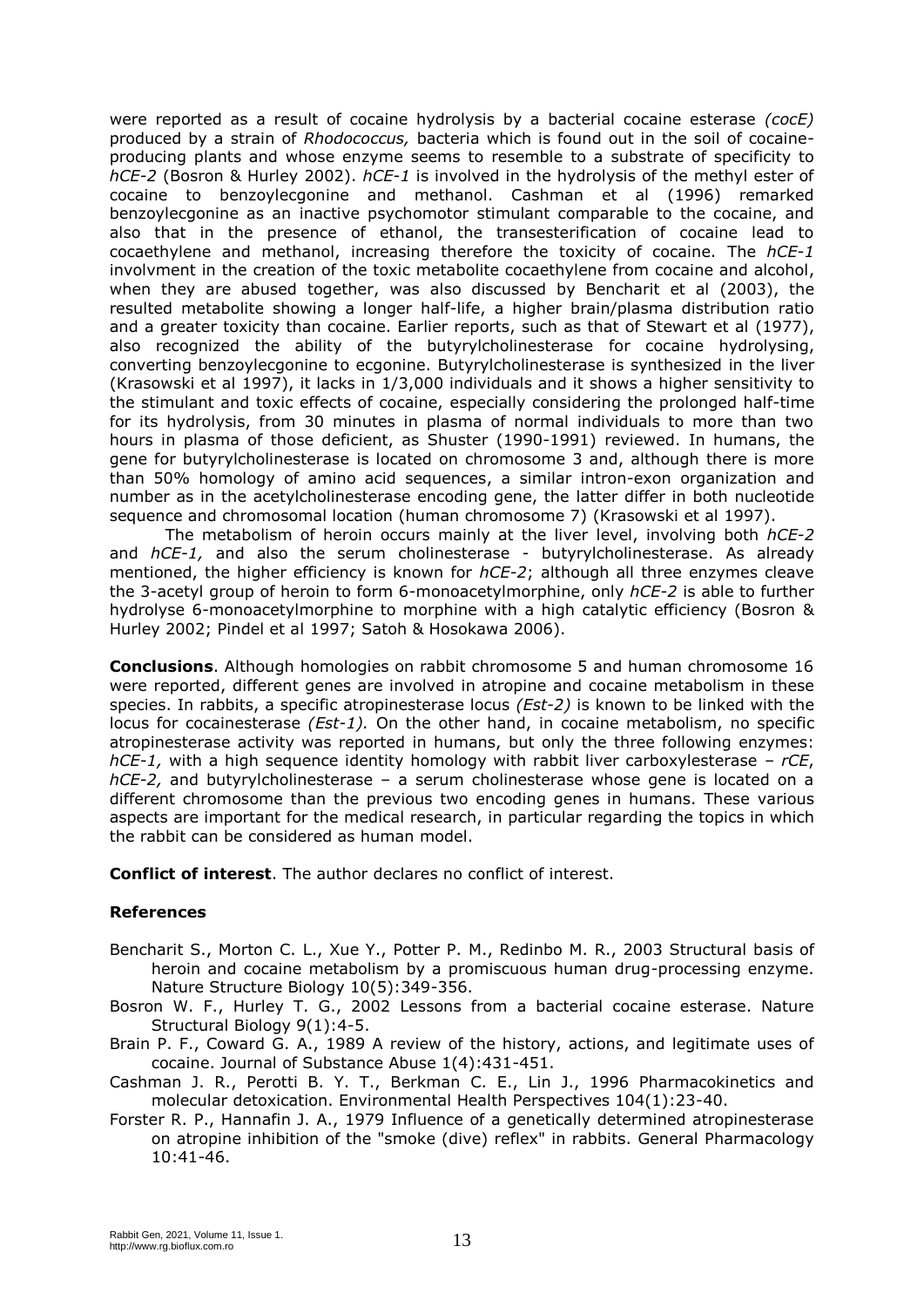were reported as a result of cocaine hydrolysis by a bacterial cocaine esterase *(cocE)* produced by a strain of *Rhodococcus,* bacteria which is found out in the soil of cocaine-producing plants and whose enzyme seems to resemble to a substrate of specificity to *hCE-2* (Bosron & Hurley 2002). *hCE-1* is involved in the hydrolysis of the methyl ester of cocaine to benzoylecgonine and methanol. Cashman et al (1996) remarked benzoylecgonine as an inactive psychomotor stimulant comparable to the cocaine, and also that in the presence of ethanol, the transesterification of cocaine lead to cocaethylene and methanol, increasing therefore the toxicity of cocaine. The *hCE-1* involvment in the creation of the toxic metabolite cocaethylene from cocaine and alcohol, when they are abused together, was also discussed by Bencharit et al (2003), the resulted metabolite showing a longer half-life, a higher brain/plasma distribution ratio and a greater toxicity than cocaine. Earlier reports, such as that of Stewart et al (1977), also recognized the ability of the butyrylcholinesterase for cocaine hydrolysing, converting benzoylecgonine to ecgonine. Butyrylcholinesterase is synthesized in the liver (Krasowski et al 1997), it lacks in 1/3,000 individuals and it shows a higher sensitivity to the stimulant and toxic effects of cocaine, especially considering the prolonged half-time for its hydrolysis, from 30 minutes in plasma of normal individuals to more than two hours in plasma of those deficient, as Shuster (1990-1991) reviewed. In humans, the gene for butyrylcholinesterase is located on chromosome 3 and, although there is more than 50% homology of amino acid sequences, a similar intron-exon organization and number as in the acetylcholinesterase encoding gene, the latter differ in both nucleotide sequence and chromosomal location (human chromosome 7) (Krasowski et al 1997).

The metabolism of heroin occurs mainly at the liver level, involving both *hCE-2* and *hCE-1,* and also the serum cholinesterase - butyrylcholinesterase. As already mentioned, the higher efficiency is known for *hCE-2*; although all three enzymes cleave the 3-acetyl group of heroin to form 6-monoacetylmorphine, only *hCE-2* is able to further hydrolyse 6-monoacetylmorphine to morphine with a high catalytic efficiency (Bosron & Hurley 2002; Pindel et al 1997; Satoh & Hosokawa 2006).

**Conclusions**. Although homologies on rabbit chromosome 5 and human chromosome 16 were reported, different genes are involved in atropine and cocaine metabolism in these species. In rabbits, a specific atropinesterase locus *(Est-2)* is known to be linked with the locus for cocainesterase *(Est-1).* On the other hand, in cocaine metabolism, no specific atropinesterase activity was reported in humans, but only the three following enzymes: *hCE-1,* with a high sequence identity homology with rabbit liver carboxylesterase – *rCE*, *hCE-2,* and butyrylcholinesterase – a serum cholinesterase whose gene is located on a different chromosome than the previous two encoding genes in humans. These various aspects are important for the medical research, in particular regarding the topics in which the rabbit can be considered as human model.

**Conflict of interest**. The author declares no conflict of interest.

### References

Bencharit S., Morton C. L., Xue Y., Potter P. M., Redinbo M. R., 2003 Structural basis of heroin and cocaine metabolism by a promiscuous human drug-processing enzyme. Nature Structure Biology 10(5):349-356.

Bosron W. F., Hurley T. G., 2002 Lessons from a bacterial cocaine esterase. Nature Structural Biology 9(1):4-5.

Brain P. F., Coward G. A., 1989 A review of the history, actions, and legitimate uses of cocaine. Journal of Substance Abuse 1(4):431-451.

Cashman J. R., Perotti B. Y. T., Berkman C. E., Lin J., 1996 Pharmacokinetics and molecular detoxication. Environmental Health Perspectives 104(1):23-40.

Forster R. P., Hannafin J. A., 1979 Influence of a genetically determined atropinesterase on atropine inhibition of the "smoke (dive) reflex" in rabbits. General Pharmacology 10:41-46.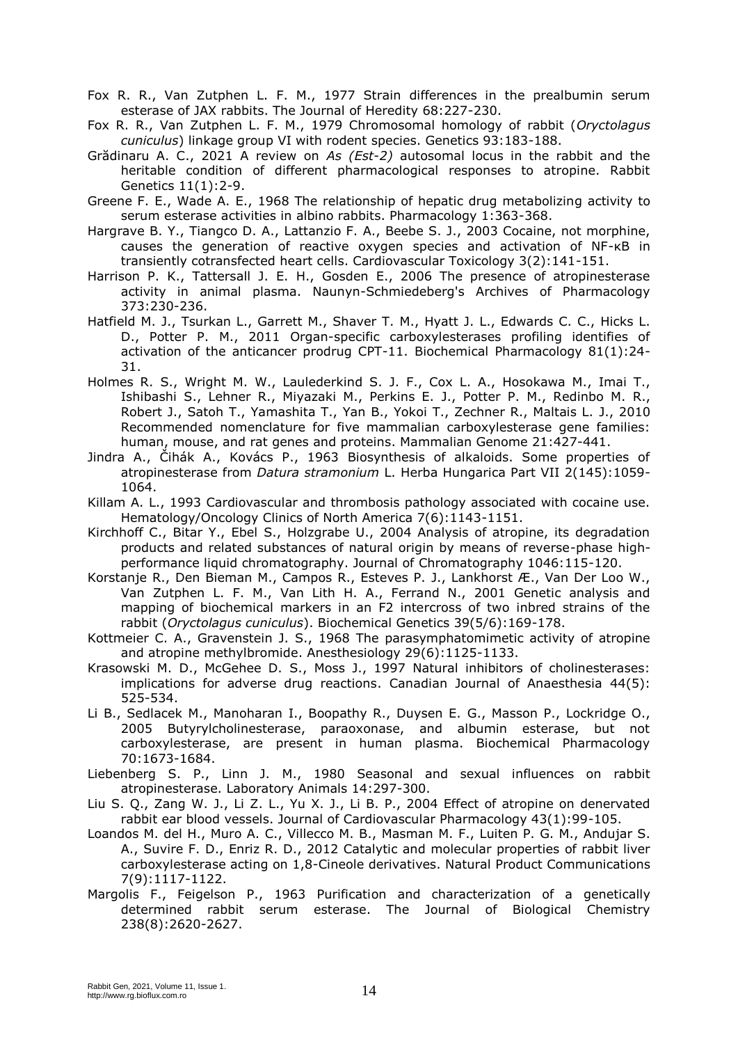Fox R. R., Van Zutphen L. F. M., 1977 Strain differences in the prealbumin serum esterase of JAX rabbits. The Journal of Heredity 68:227-230.

Fox R. R., Van Zutphen L. F. M., 1979 Chromosomal homology of rabbit (*Oryctolagus cuniculus*) linkage group VI with rodent species. Genetics 93:183-188.

Grădinaru A. C., 2021 A review on *As (Est-2)* autosomal locus in the rabbit and the heritable condition of different pharmacological responses to atropine. Rabbit Genetics 11(1):2-9.

Greene F. E., Wade A. E., 1968 The relationship of hepatic drug metabolizing activity to serum esterase activities in albino rabbits. Pharmacology 1:363-368.

Hargrave B. Y., Tiangco D. A., Lattanzio F. A., Beebe S. J., 2003 Cocaine, not morphine, causes the generation of reactive oxygen species and activation of NF-κB in transiently cotransfected heart cells. Cardiovascular Toxicology 3(2):141-151.

Harrison P. K., Tattersall J. E. H., Gosden E., 2006 The presence of atropinesterase activity in animal plasma. Naunyn-Schmiedeberg's Archives of Pharmacology 373:230-236.

Hatfield M. J., Tsurkan L., Garrett M., Shaver T. M., Hyatt J. L., Edwards C. C., Hicks L. D., Potter P. M., 2011 Organ-specific carboxylesterases profiling identifies of activation of the anticancer prodrug CPT-11. Biochemical Pharmacology 81(1):24-31.

Holmes R. S., Wright M. W., Laulederkind S. J. F., Cox L. A., Hosokawa M., Imai T., Ishibashi S., Lehner R., Miyazaki M., Perkins E. J., Potter P. M., Redinbo M. R., Robert J., Satoh T., Yamashita T., Yan B., Yokoi T., Zechner R., Maltais L. J., 2010 Recommended nomenclature for five mammalian carboxylesterase gene families: human, mouse, and rat genes and proteins. Mammalian Genome 21:427-441.

Jindra A., Čihák A., Kovács P., 1963 Biosynthesis of alkaloids. Some properties of atropinesterase from *Datura stramonium* L. Herba Hungarica Part VII 2(145):1059-1064.

Killam A. L., 1993 Cardiovascular and thrombosis pathology associated with cocaine use. Hematology/Oncology Clinics of North America 7(6):1143-1151.

Kirchhoff C., Bitar Y., Ebel S., Holzgrabe U., 2004 Analysis of atropine, its degradation products and related substances of natural origin by means of reverse-phase high-performance liquid chromatography. Journal of Chromatography 1046:115-120.

Korstanje R., Den Bieman M., Campos R., Esteves P. J., Lankhorst Æ., Van Der Loo W., Van Zutphen L. F. M., Van Lith H. A., Ferrand N., 2001 Genetic analysis and mapping of biochemical markers in an F2 intercross of two inbred strains of the rabbit (*Oryctolagus cuniculus*). Biochemical Genetics 39(5/6):169-178.

Kottmeier C. A., Gravenstein J. S., 1968 The parasymphatomimetic activity of atropine and atropine methylbromide. Anesthesiology 29(6):1125-1133.

Krasowski M. D., McGehee D. S., Moss J., 1997 Natural inhibitors of cholinesterases: implications for adverse drug reactions. Canadian Journal of Anaesthesia 44(5): 525-534.

Li B., Sedlacek M., Manoharan I., Boopathy R., Duysen E. G., Masson P., Lockridge O., 2005 Butyrylcholinesterase, paraoxonase, and albumin esterase, but not carboxylesterase, are present in human plasma. Biochemical Pharmacology 70:1673-1684.

Liebenberg S. P., Linn J. M., 1980 Seasonal and sexual influences on rabbit atropinesterase. Laboratory Animals 14:297-300.

Liu S. Q., Zang W. J., Li Z. L., Yu X. J., Li B. P., 2004 Effect of atropine on denervated rabbit ear blood vessels. Journal of Cardiovascular Pharmacology 43(1):99-105.

Loandos M. del H., Muro A. C., Villecco M. B., Masman M. F., Luiten P. G. M., Andujar S. A., Suvire F. D., Enriz R. D., 2012 Catalytic and molecular properties of rabbit liver carboxylesterase acting on 1,8-Cineole derivatives. Natural Product Communications 7(9):1117-1122.

Margolis F., Feigelson P., 1963 Purification and characterization of a genetically determined rabbit serum esterase. The Journal of Biological Chemistry 238(8):2620-2627.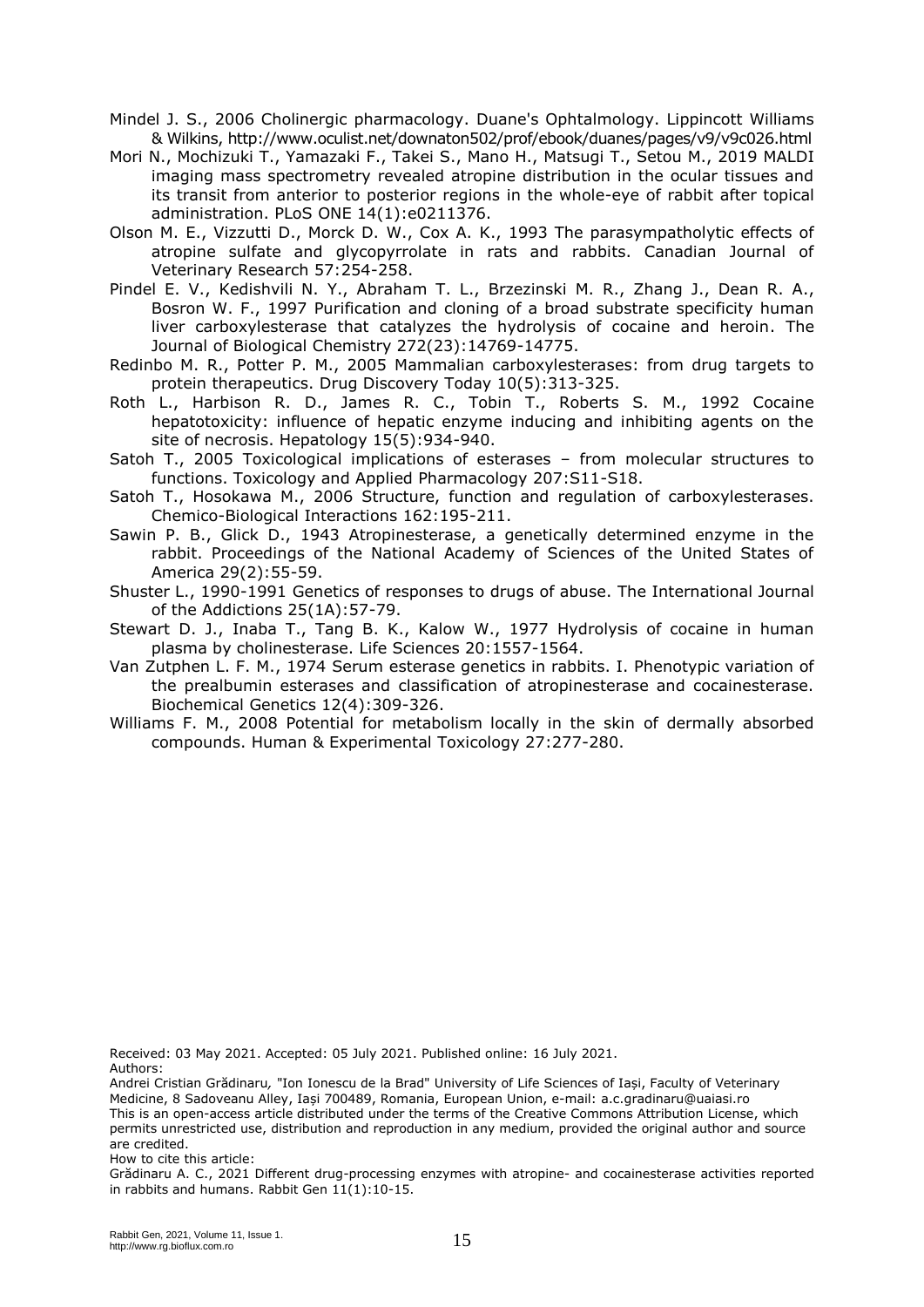Mindel J. S., 2006 Cholinergic pharmacology. Duane's Ophtalmology. Lippincott Williams & Wilkins, http://www.oculist.net/downaton502/prof/ebook/duanes/pages/v9/v9c026.html

Mori N., Mochizuki T., Yamazaki F., Takei S., Mano H., Matsugi T., Setou M., 2019 MALDI imaging mass spectrometry revealed atropine distribution in the ocular tissues and its transit from anterior to posterior regions in the whole-eye of rabbit after topical administration. PLoS ONE 14(1):e0211376.

Olson M. E., Vizzutti D., Morck D. W., Cox A. K., 1993 The parasympatholytic effects of atropine sulfate and glycopyrrolate in rats and rabbits. Canadian Journal of Veterinary Research 57:254-258.

Pindel E. V., Kedishvili N. Y., Abraham T. L., Brzezinski M. R., Zhang J., Dean R. A., Bosron W. F., 1997 Purification and cloning of a broad substrate specificity human liver carboxylesterase that catalyzes the hydrolysis of cocaine and heroin. The Journal of Biological Chemistry 272(23):14769-14775.

Redinbo M. R., Potter P. M., 2005 Mammalian carboxylesterases: from drug targets to protein therapeutics. Drug Discovery Today 10(5):313-325.

Roth L., Harbison R. D., James R. C., Tobin T., Roberts S. M., 1992 Cocaine hepatotoxicity: influence of hepatic enzyme inducing and inhibiting agents on the site of necrosis. Hepatology 15(5):934-940.

Satoh T., 2005 Toxicological implications of esterases – from molecular structures to functions. Toxicology and Applied Pharmacology 207:S11-S18.

Satoh T., Hosokawa M., 2006 Structure, function and regulation of carboxylesterases. Chemico-Biological Interactions 162:195-211.

Sawin P. B., Glick D., 1943 Atropinesterase, a genetically determined enzyme in the rabbit. Proceedings of the National Academy of Sciences of the United States of America 29(2):55-59.

Shuster L., 1990-1991 Genetics of responses to drugs of abuse. The International Journal of the Addictions 25(1A):57-79.

Stewart D. J., Inaba T., Tang B. K., Kalow W., 1977 Hydrolysis of cocaine in human plasma by cholinesterase. Life Sciences 20:1557-1564.

Van Zutphen L. F. M., 1974 Serum esterase genetics in rabbits. I. Phenotypic variation of the prealbumin esterases and classification of atropinesterase and cocainesterase. Biochemical Genetics 12(4):309-326.

Williams F. M., 2008 Potential for metabolism locally in the skin of dermally absorbed compounds. Human & Experimental Toxicology 27:277-280.

Received: 03 May 2021. Accepted: 05 July 2021. Published online: 16 July 2021.

Authors:

Andrei Cristian Grădinaru, "Ion Ionescu de la Brad" University of Life Sciences of Iași, Faculty of Veterinary Medicine, 8 Sadoveanu Alley, Iași 700489, Romania, European Union, e-mail: a.c.gradinaru@uaiasi.ro

This is an open-access article distributed under the terms of the Creative Commons Attribution License, which permits unrestricted use, distribution and reproduction in any medium, provided the original author and source are credited.

How to cite this article:

Grădinaru A. C., 2021 Different drug-processing enzymes with atropine- and cocainesterase activities reported in rabbits and humans. Rabbit Gen 11(1):10-15.